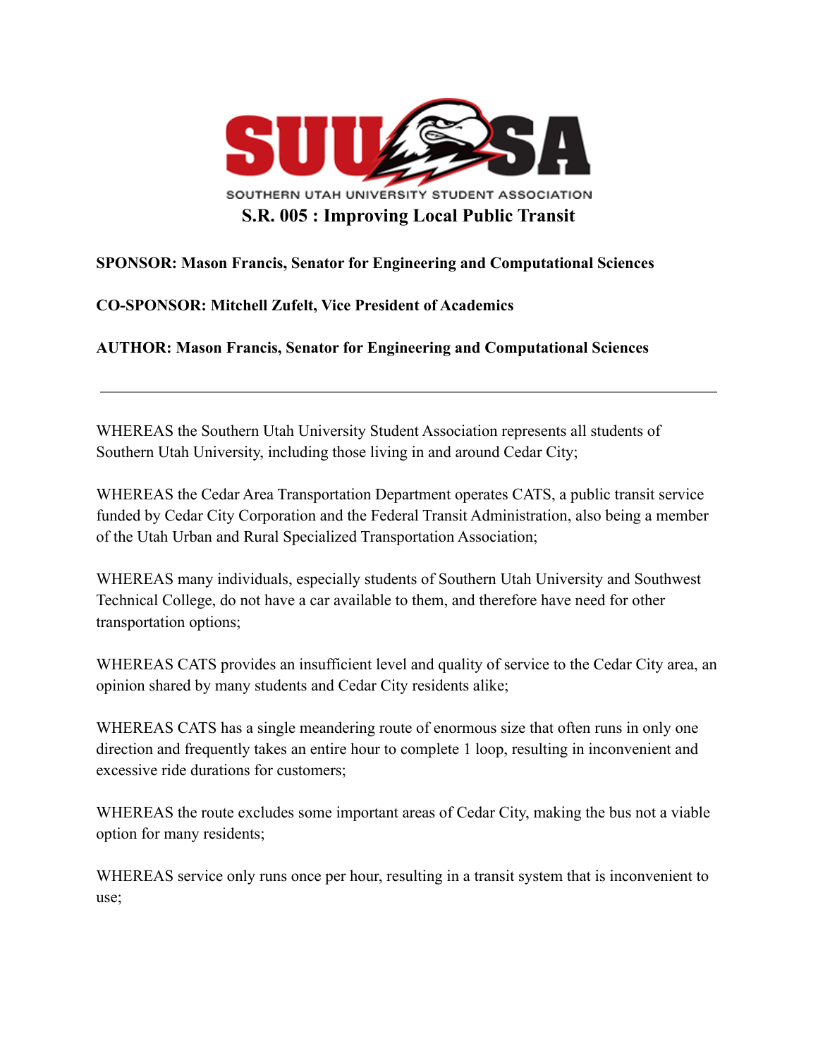SUUSA

SOUTHERN UTAH UNIVERSITY STUDENT ASSOCIATION

# S.R. 005 : Improving Local Public Transit

**SPONSOR: Mason Francis, Senator for Engineering and Computational Sciences**

**CO-SPONSOR: Mitchell Zufelt, Vice President of Academics**

**AUTHOR: Mason Francis, Senator for Engineering and Computational Sciences**

---

WHEREAS the Southern Utah University Student Association represents all students of Southern Utah University, including those living in and around Cedar City;

WHEREAS the Cedar Area Transportation Department operates CATS, a public transit service funded by Cedar City Corporation and the Federal Transit Administration, also being a member of the Utah Urban and Rural Specialized Transportation Association;

WHEREAS many individuals, especially students of Southern Utah University and Southwest Technical College, do not have a car available to them, and therefore have need for other transportation options;

WHEREAS CATS provides an insufficient level and quality of service to the Cedar City area, an opinion shared by many students and Cedar City residents alike;

WHEREAS CATS has a single meandering route of enormous size that often runs in only one direction and frequently takes an entire hour to complete 1 loop, resulting in inconvenient and excessive ride durations for customers;

WHEREAS the route excludes some important areas of Cedar City, making the bus not a viable option for many residents;

WHEREAS service only runs once per hour, resulting in a transit system that is inconvenient to use;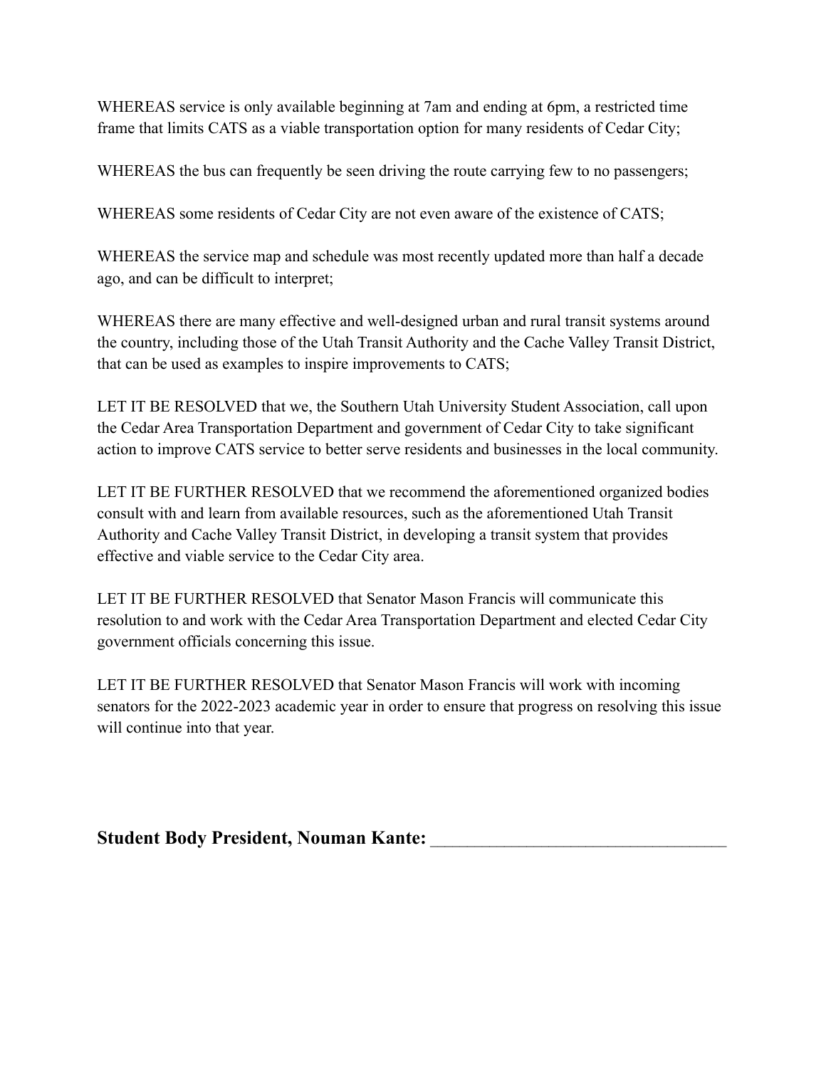WHEREAS service is only available beginning at 7am and ending at 6pm, a restricted time frame that limits CATS as a viable transportation option for many residents of Cedar City;

WHEREAS the bus can frequently be seen driving the route carrying few to no passengers;

WHEREAS some residents of Cedar City are not even aware of the existence of CATS;

WHEREAS the service map and schedule was most recently updated more than half a decade ago, and can be difficult to interpret;

WHEREAS there are many effective and well-designed urban and rural transit systems around the country, including those of the Utah Transit Authority and the Cache Valley Transit District, that can be used as examples to inspire improvements to CATS;

LET IT BE RESOLVED that we, the Southern Utah University Student Association, call upon the Cedar Area Transportation Department and government of Cedar City to take significant action to improve CATS service to better serve residents and businesses in the local community.

LET IT BE FURTHER RESOLVED that we recommend the aforementioned organized bodies consult with and learn from available resources, such as the aforementioned Utah Transit Authority and Cache Valley Transit District, in developing a transit system that provides effective and viable service to the Cedar City area.

LET IT BE FURTHER RESOLVED that Senator Mason Francis will communicate this resolution to and work with the Cedar Area Transportation Department and elected Cedar City government officials concerning this issue.

LET IT BE FURTHER RESOLVED that Senator Mason Francis will work with incoming senators for the 2022-2023 academic year in order to ensure that progress on resolving this issue will continue into that year.

**Student Body President, Nouman Kante:** ______________________________